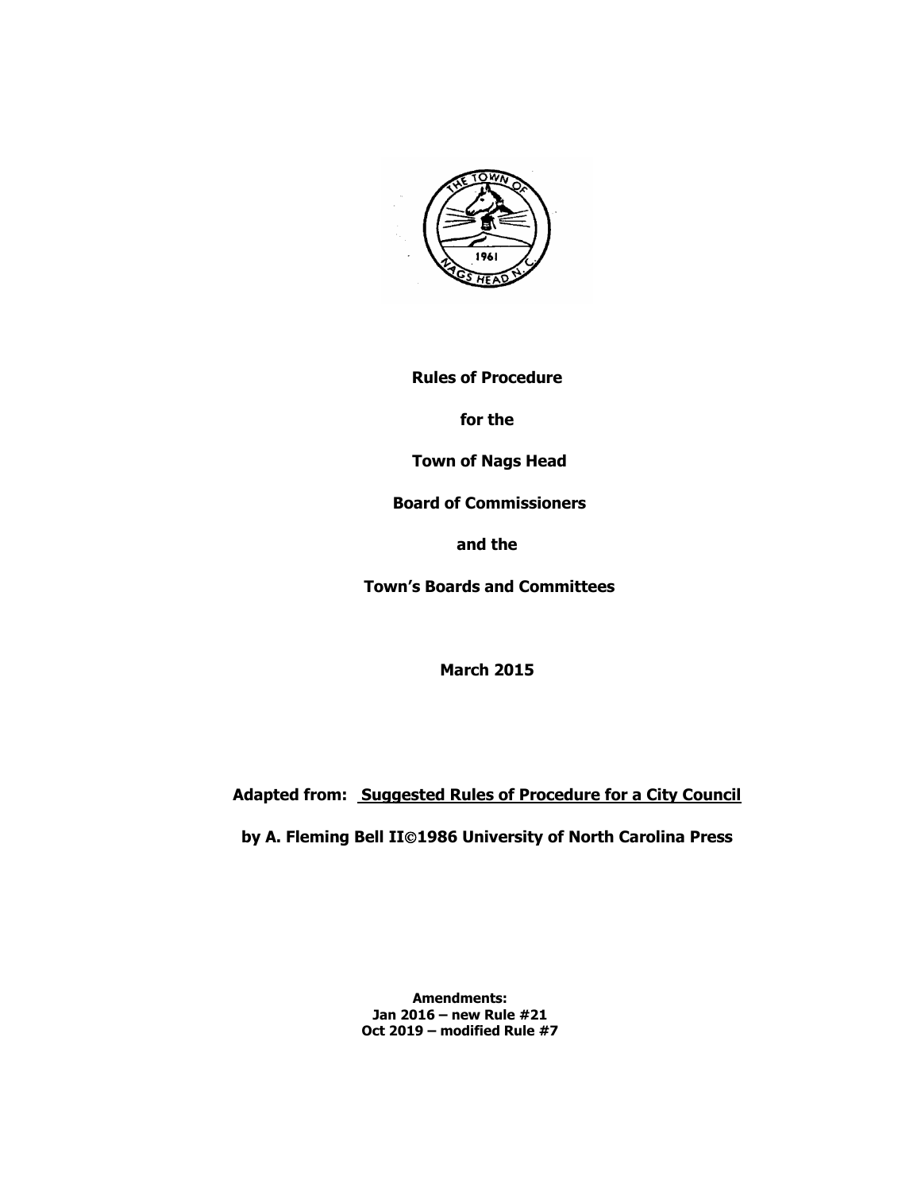**Rules of Procedure**

**for the**

**Town of Nags Head**

**Board of Commissioners**

**and the**

**Town's Boards and Committees**

**March 2015**

**Adapted from: Suggested Rules of Procedure for a City Council**

**by A. Fleming Bell II©1986 University of North Carolina Press**

**Amendments:**
**Jan 2016 – new Rule #21**
**Oct 2019 – modified Rule #7**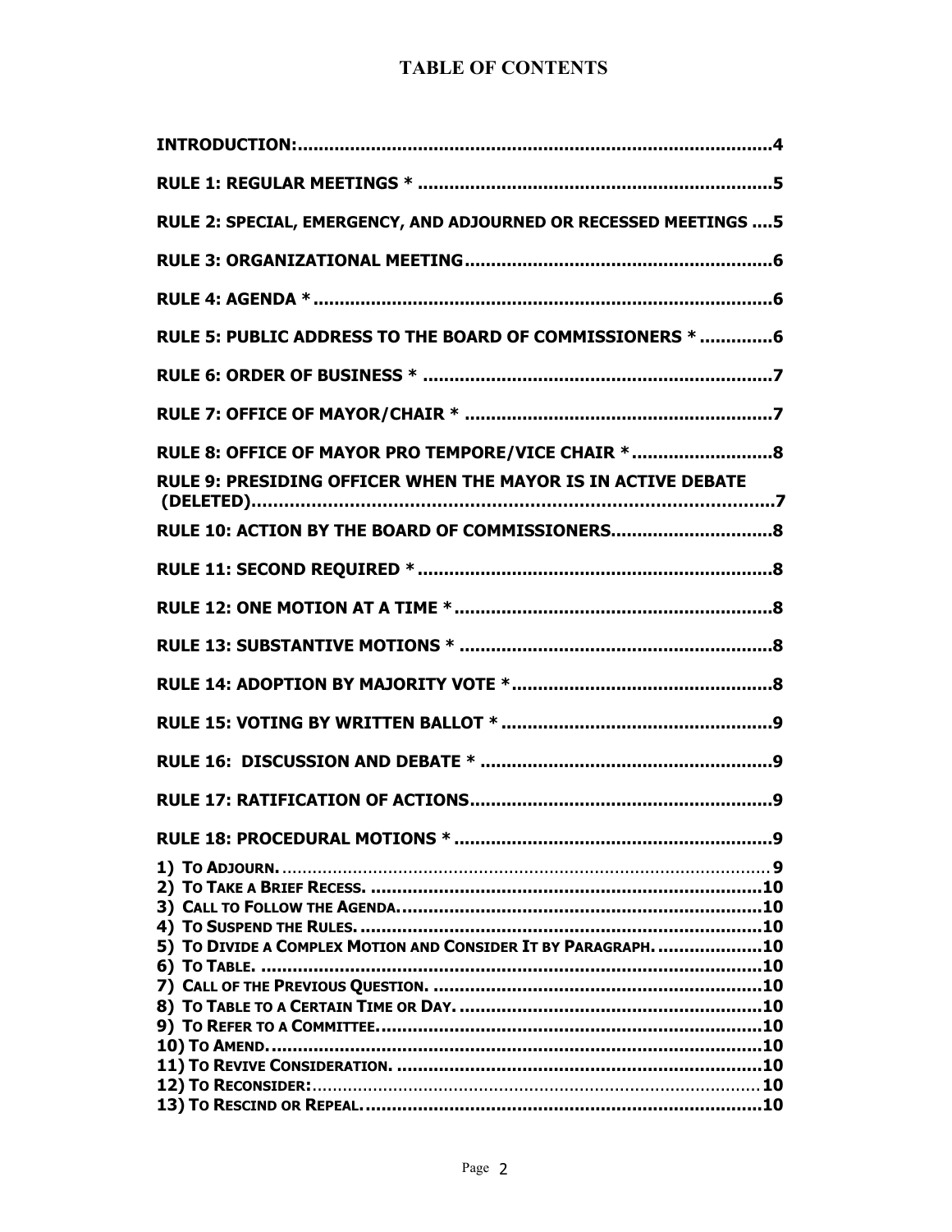# TABLE OF CONTENTS

**INTRODUCTION:** .......... 4

**RULE 1: REGULAR MEETINGS *** .......... 5

**RULE 2: SPECIAL, EMERGENCY, AND ADJOURNED OR RECESSED MEETINGS** .......... 5

**RULE 3: ORGANIZATIONAL MEETING** .......... 6

**RULE 4: AGENDA *** .......... 6

**RULE 5: PUBLIC ADDRESS TO THE BOARD OF COMMISSIONERS *** .......... 6

**RULE 6: ORDER OF BUSINESS *** .......... 7

**RULE 7: OFFICE OF MAYOR/CHAIR *** .......... 7

**RULE 8: OFFICE OF MAYOR PRO TEMPORE/VICE CHAIR *** .......... 8

**RULE 9: PRESIDING OFFICER WHEN THE MAYOR IS IN ACTIVE DEBATE (DELETED)** .......... 7

**RULE 10: ACTION BY THE BOARD OF COMMISSIONERS** .......... 8

**RULE 11: SECOND REQUIRED *** .......... 8

**RULE 12: ONE MOTION AT A TIME *** .......... 8

**RULE 13: SUBSTANTIVE MOTIONS *** .......... 8

**RULE 14: ADOPTION BY MAJORITY VOTE *** .......... 8

**RULE 15: VOTING BY WRITTEN BALLOT *** .......... 9

**RULE 16: DISCUSSION AND DEBATE *** .......... 9

**RULE 17: RATIFICATION OF ACTIONS** .......... 9

**RULE 18: PROCEDURAL MOTIONS *** .......... 9

1) To Adjourn. .......... 9
2) To Take a Brief Recess. .......... 10
3) Call to Follow the Agenda. .......... 10
4) To Suspend the Rules. .......... 10
5) To Divide a Complex Motion and Consider It by Paragraph. .......... 10
6) To Table. .......... 10
7) Call of the Previous Question. .......... 10
8) To Table to a Certain Time or Day. .......... 10
9) To Refer to a Committee. .......... 10
10) To Amend. .......... 10
11) To Revive Consideration. .......... 10
12) To Reconsider: .......... 10
13) To Rescind or Repeal. .......... 10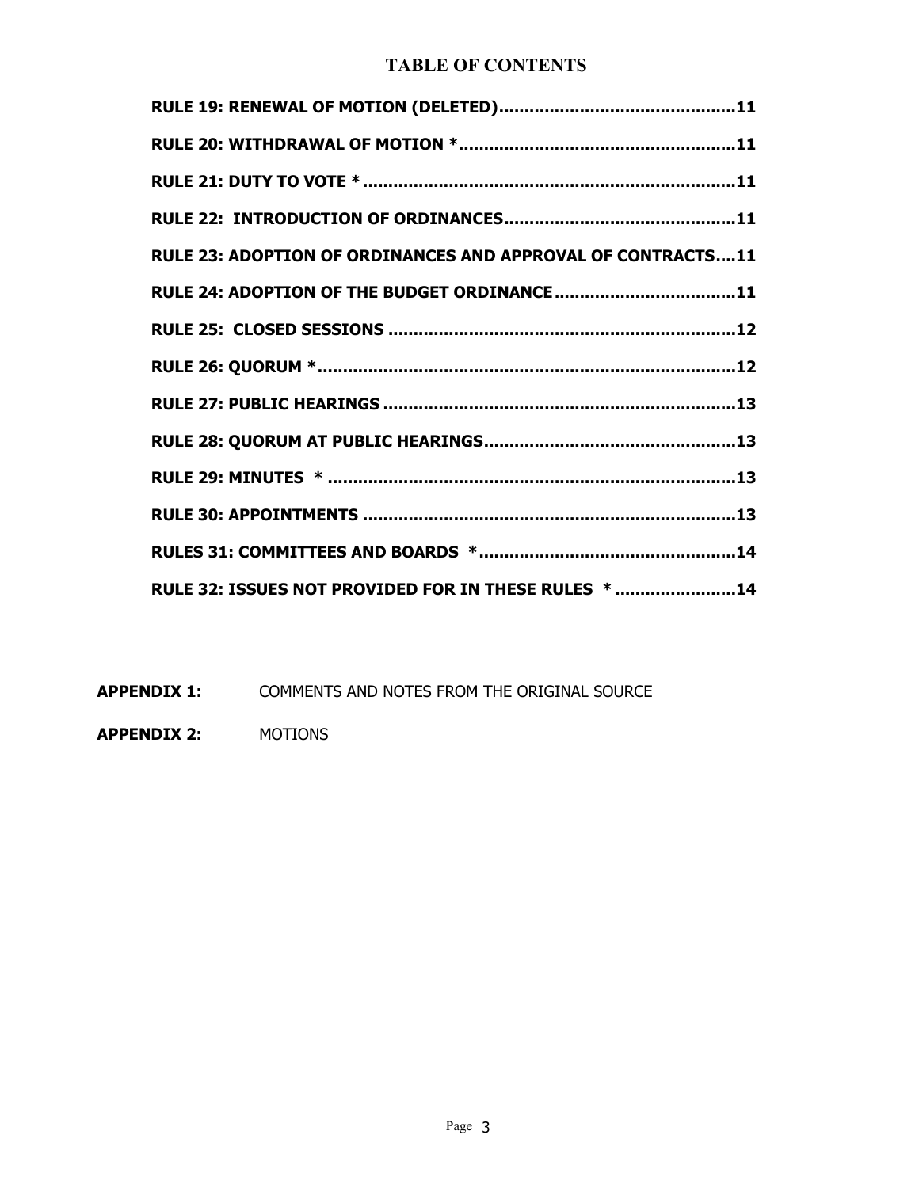## TABLE OF CONTENTS

**RULE 19: RENEWAL OF MOTION (DELETED)..............................................11**

**RULE 20: WITHDRAWAL OF MOTION *......................................................11**

**RULE 21: DUTY TO VOTE *.........................................................................11**

**RULE 22: INTRODUCTION OF ORDINANCES.............................................11**

**RULE 23: ADOPTION OF ORDINANCES AND APPROVAL OF CONTRACTS....11**

**RULE 24: ADOPTION OF THE BUDGET ORDINANCE...................................11**

**RULE 25: CLOSED SESSIONS ....................................................................12**

**RULE 26: QUORUM *.................................................................................12**

**RULE 27: PUBLIC HEARINGS .....................................................................13**

**RULE 28: QUORUM AT PUBLIC HEARINGS.................................................13**

**RULE 29: MINUTES * ................................................................................13**

**RULE 30: APPOINTMENTS .........................................................................13**

**RULES 31: COMMITTEES AND BOARDS *..................................................14**

**RULE 32: ISSUES NOT PROVIDED FOR IN THESE RULES * .......................14**

**APPENDIX 1:** COMMENTS AND NOTES FROM THE ORIGINAL SOURCE

**APPENDIX 2:** MOTIONS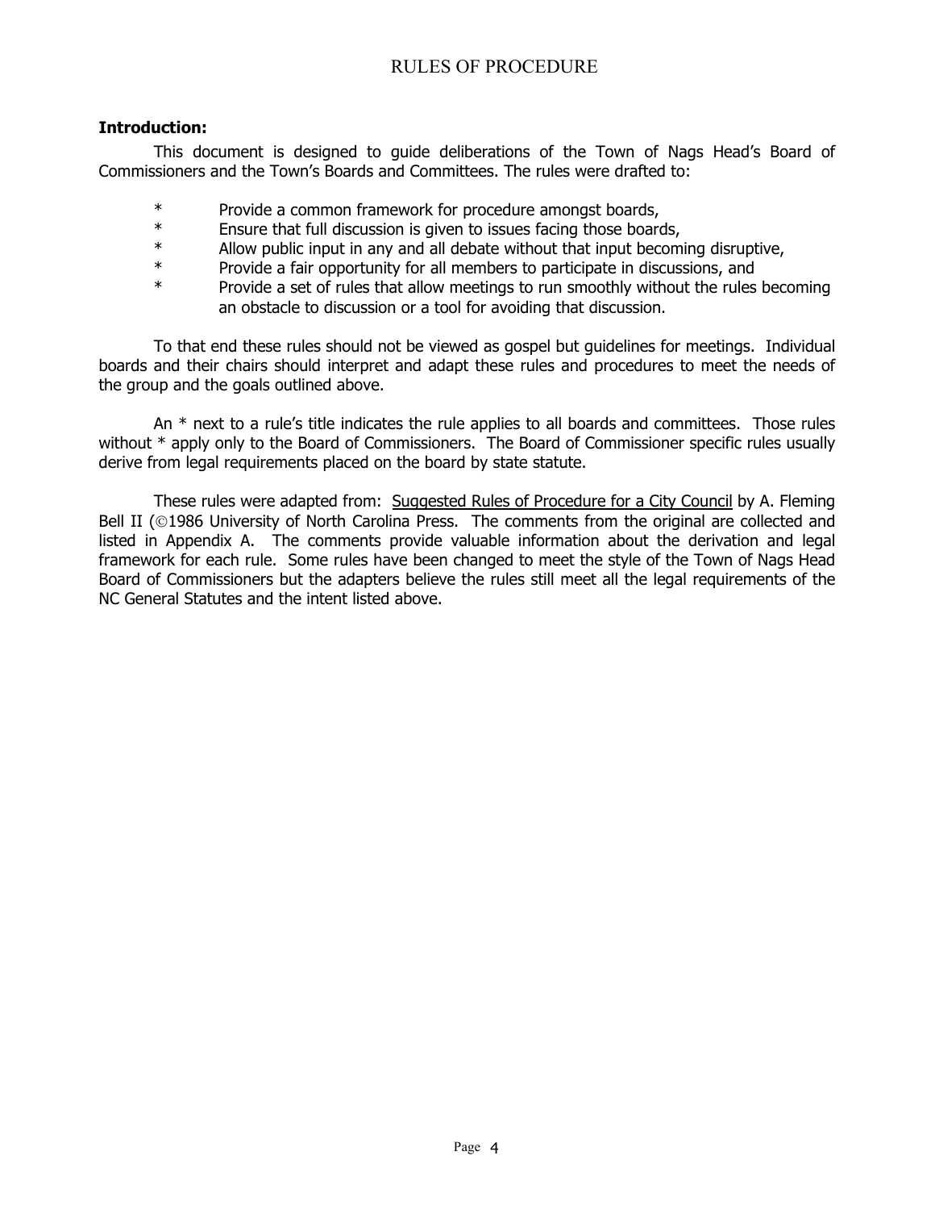# RULES OF PROCEDURE

**Introduction:**

This document is designed to guide deliberations of the Town of Nags Head's Board of Commissioners and the Town's Boards and Committees. The rules were drafted to:

* Provide a common framework for procedure amongst boards,
* Ensure that full discussion is given to issues facing those boards,
* Allow public input in any and all debate without that input becoming disruptive,
* Provide a fair opportunity for all members to participate in discussions, and
* Provide a set of rules that allow meetings to run smoothly without the rules becoming an obstacle to discussion or a tool for avoiding that discussion.

To that end these rules should not be viewed as gospel but guidelines for meetings. Individual boards and their chairs should interpret and adapt these rules and procedures to meet the needs of the group and the goals outlined above.

An * next to a rule's title indicates the rule applies to all boards and committees. Those rules without * apply only to the Board of Commissioners. The Board of Commissioner specific rules usually derive from legal requirements placed on the board by state statute.

These rules were adapted from: <u>Suggested Rules of Procedure for a City Council</u> by A. Fleming Bell II (©1986 University of North Carolina Press. The comments from the original are collected and listed in Appendix A. The comments provide valuable information about the derivation and legal framework for each rule. Some rules have been changed to meet the style of the Town of Nags Head Board of Commissioners but the adapters believe the rules still meet all the legal requirements of the NC General Statutes and the intent listed above.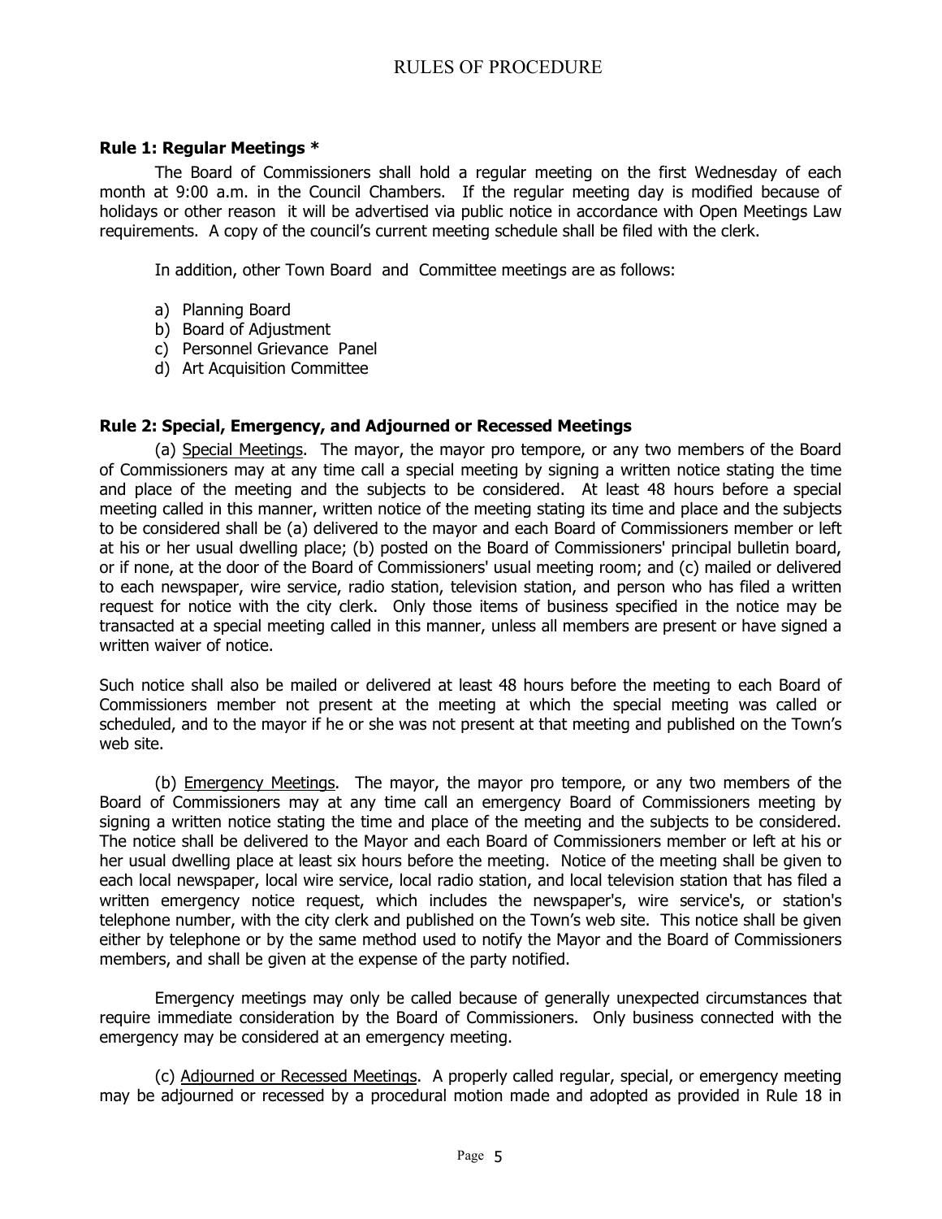# RULES OF PROCEDURE

**Rule 1: Regular Meetings ***

The Board of Commissioners shall hold a regular meeting on the first Wednesday of each month at 9:00 a.m. in the Council Chambers. If the regular meeting day is modified because of holidays or other reason it will be advertised via public notice in accordance with Open Meetings Law requirements. A copy of the council's current meeting schedule shall be filed with the clerk.

In addition, other Town Board and Committee meetings are as follows:

a) Planning Board
b) Board of Adjustment
c) Personnel Grievance Panel
d) Art Acquisition Committee

**Rule 2: Special, Emergency, and Adjourned or Recessed Meetings**

(a) Special Meetings. The mayor, the mayor pro tempore, or any two members of the Board of Commissioners may at any time call a special meeting by signing a written notice stating the time and place of the meeting and the subjects to be considered. At least 48 hours before a special meeting called in this manner, written notice of the meeting stating its time and place and the subjects to be considered shall be (a) delivered to the mayor and each Board of Commissioners member or left at his or her usual dwelling place; (b) posted on the Board of Commissioners' principal bulletin board, or if none, at the door of the Board of Commissioners' usual meeting room; and (c) mailed or delivered to each newspaper, wire service, radio station, television station, and person who has filed a written request for notice with the city clerk. Only those items of business specified in the notice may be transacted at a special meeting called in this manner, unless all members are present or have signed a written waiver of notice.

Such notice shall also be mailed or delivered at least 48 hours before the meeting to each Board of Commissioners member not present at the meeting at which the special meeting was called or scheduled, and to the mayor if he or she was not present at that meeting and published on the Town's web site.

(b) Emergency Meetings. The mayor, the mayor pro tempore, or any two members of the Board of Commissioners may at any time call an emergency Board of Commissioners meeting by signing a written notice stating the time and place of the meeting and the subjects to be considered. The notice shall be delivered to the Mayor and each Board of Commissioners member or left at his or her usual dwelling place at least six hours before the meeting. Notice of the meeting shall be given to each local newspaper, local wire service, local radio station, and local television station that has filed a written emergency notice request, which includes the newspaper's, wire service's, or station's telephone number, with the city clerk and published on the Town's web site. This notice shall be given either by telephone or by the same method used to notify the Mayor and the Board of Commissioners members, and shall be given at the expense of the party notified.

Emergency meetings may only be called because of generally unexpected circumstances that require immediate consideration by the Board of Commissioners. Only business connected with the emergency may be considered at an emergency meeting.

(c) Adjourned or Recessed Meetings. A properly called regular, special, or emergency meeting may be adjourned or recessed by a procedural motion made and adopted as provided in Rule 18 in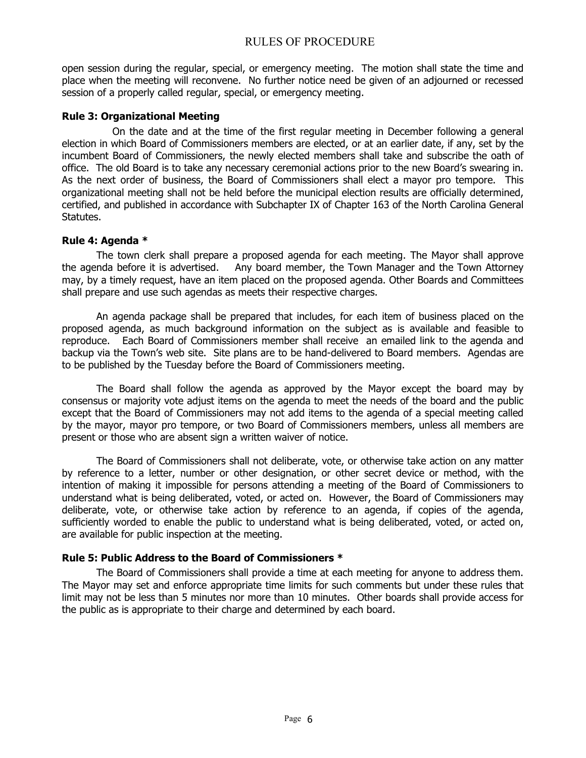open session during the regular, special, or emergency meeting. The motion shall state the time and place when the meeting will reconvene. No further notice need be given of an adjourned or recessed session of a properly called regular, special, or emergency meeting.

### Rule 3: Organizational Meeting

On the date and at the time of the first regular meeting in December following a general election in which Board of Commissioners members are elected, or at an earlier date, if any, set by the incumbent Board of Commissioners, the newly elected members shall take and subscribe the oath of office. The old Board is to take any necessary ceremonial actions prior to the new Board's swearing in. As the next order of business, the Board of Commissioners shall elect a mayor pro tempore. This organizational meeting shall not be held before the municipal election results are officially determined, certified, and published in accordance with Subchapter IX of Chapter 163 of the North Carolina General Statutes.

### Rule 4: Agenda *

The town clerk shall prepare a proposed agenda for each meeting. The Mayor shall approve the agenda before it is advertised. Any board member, the Town Manager and the Town Attorney may, by a timely request, have an item placed on the proposed agenda. Other Boards and Committees shall prepare and use such agendas as meets their respective charges.

An agenda package shall be prepared that includes, for each item of business placed on the proposed agenda, as much background information on the subject as is available and feasible to reproduce. Each Board of Commissioners member shall receive an emailed link to the agenda and backup via the Town's web site. Site plans are to be hand-delivered to Board members. Agendas are to be published by the Tuesday before the Board of Commissioners meeting.

The Board shall follow the agenda as approved by the Mayor except the board may by consensus or majority vote adjust items on the agenda to meet the needs of the board and the public except that the Board of Commissioners may not add items to the agenda of a special meeting called by the mayor, mayor pro tempore, or two Board of Commissioners members, unless all members are present or those who are absent sign a written waiver of notice.

The Board of Commissioners shall not deliberate, vote, or otherwise take action on any matter by reference to a letter, number or other designation, or other secret device or method, with the intention of making it impossible for persons attending a meeting of the Board of Commissioners to understand what is being deliberated, voted, or acted on. However, the Board of Commissioners may deliberate, vote, or otherwise take action by reference to an agenda, if copies of the agenda, sufficiently worded to enable the public to understand what is being deliberated, voted, or acted on, are available for public inspection at the meeting.

### Rule 5: Public Address to the Board of Commissioners *

The Board of Commissioners shall provide a time at each meeting for anyone to address them. The Mayor may set and enforce appropriate time limits for such comments but under these rules that limit may not be less than 5 minutes nor more than 10 minutes. Other boards shall provide access for the public as is appropriate to their charge and determined by each board.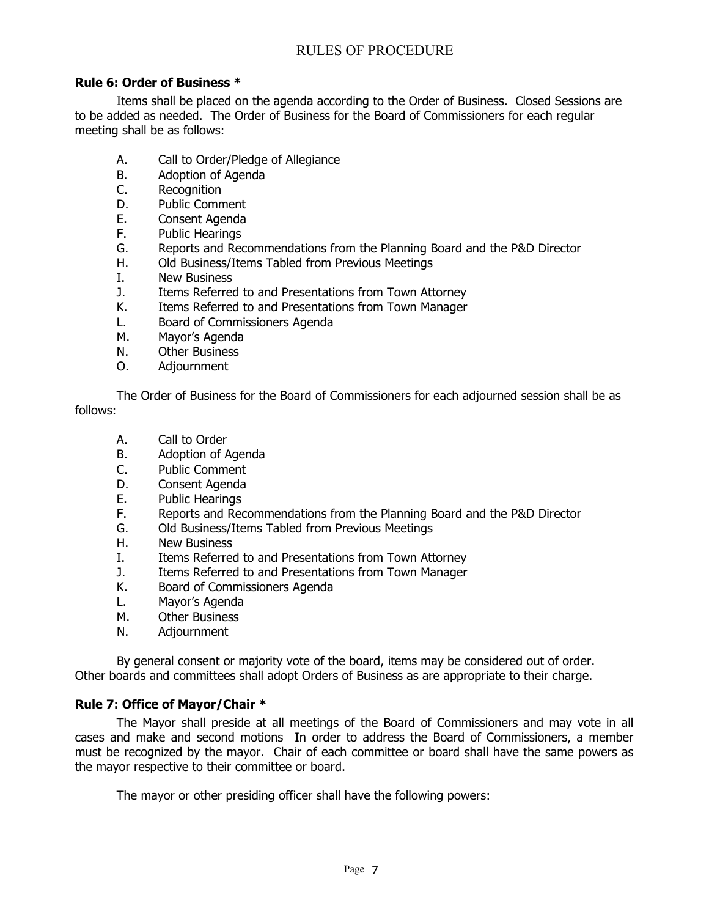# RULES OF PROCEDURE

**Rule 6: Order of Business ***

Items shall be placed on the agenda according to the Order of Business. Closed Sessions are to be added as needed. The Order of Business for the Board of Commissioners for each regular meeting shall be as follows:

- A. Call to Order/Pledge of Allegiance
- B. Adoption of Agenda
- C. Recognition
- D. Public Comment
- E. Consent Agenda
- F. Public Hearings
- G. Reports and Recommendations from the Planning Board and the P&D Director
- H. Old Business/Items Tabled from Previous Meetings
- I. New Business
- J. Items Referred to and Presentations from Town Attorney
- K. Items Referred to and Presentations from Town Manager
- L. Board of Commissioners Agenda
- M. Mayor's Agenda
- N. Other Business
- O. Adjournment

The Order of Business for the Board of Commissioners for each adjourned session shall be as follows:

- A. Call to Order
- B. Adoption of Agenda
- C. Public Comment
- D. Consent Agenda
- E. Public Hearings
- F. Reports and Recommendations from the Planning Board and the P&D Director
- G. Old Business/Items Tabled from Previous Meetings
- H. New Business
- I. Items Referred to and Presentations from Town Attorney
- J. Items Referred to and Presentations from Town Manager
- K. Board of Commissioners Agenda
- L. Mayor's Agenda
- M. Other Business
- N. Adjournment

By general consent or majority vote of the board, items may be considered out of order. Other boards and committees shall adopt Orders of Business as are appropriate to their charge.

**Rule 7: Office of Mayor/Chair ***

The Mayor shall preside at all meetings of the Board of Commissioners and may vote in all cases and make and second motions In order to address the Board of Commissioners, a member must be recognized by the mayor. Chair of each committee or board shall have the same powers as the mayor respective to their committee or board.

The mayor or other presiding officer shall have the following powers: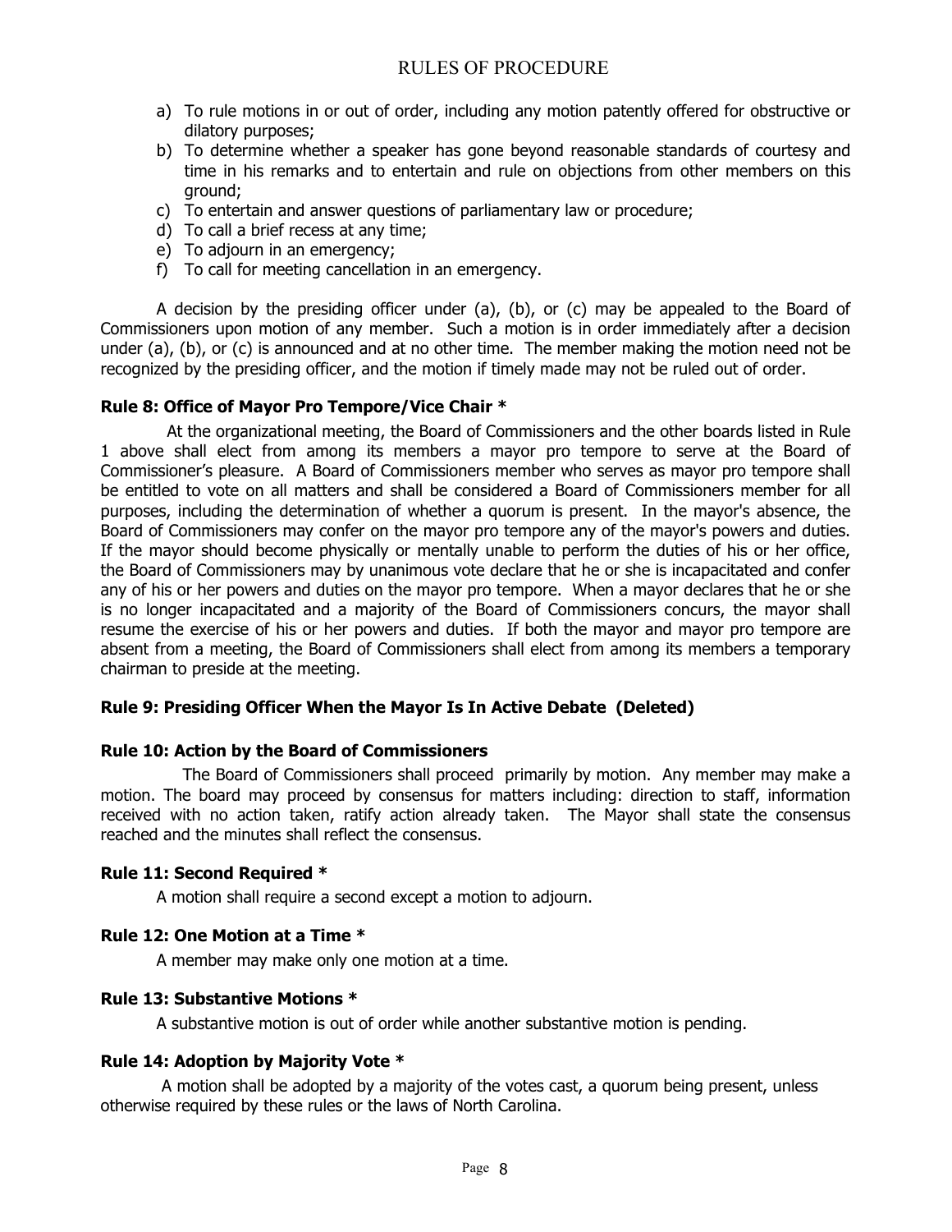a) To rule motions in or out of order, including any motion patently offered for obstructive or dilatory purposes;
b) To determine whether a speaker has gone beyond reasonable standards of courtesy and time in his remarks and to entertain and rule on objections from other members on this ground;
c) To entertain and answer questions of parliamentary law or procedure;
d) To call a brief recess at any time;
e) To adjourn in an emergency;
f) To call for meeting cancellation in an emergency.

A decision by the presiding officer under (a), (b), or (c) may be appealed to the Board of Commissioners upon motion of any member. Such a motion is in order immediately after a decision under (a), (b), or (c) is announced and at no other time. The member making the motion need not be recognized by the presiding officer, and the motion if timely made may not be ruled out of order.

### Rule 8: Office of Mayor Pro Tempore/Vice Chair *

At the organizational meeting, the Board of Commissioners and the other boards listed in Rule 1 above shall elect from among its members a mayor pro tempore to serve at the Board of Commissioner's pleasure. A Board of Commissioners member who serves as mayor pro tempore shall be entitled to vote on all matters and shall be considered a Board of Commissioners member for all purposes, including the determination of whether a quorum is present. In the mayor's absence, the Board of Commissioners may confer on the mayor pro tempore any of the mayor's powers and duties. If the mayor should become physically or mentally unable to perform the duties of his or her office, the Board of Commissioners may by unanimous vote declare that he or she is incapacitated and confer any of his or her powers and duties on the mayor pro tempore. When a mayor declares that he or she is no longer incapacitated and a majority of the Board of Commissioners concurs, the mayor shall resume the exercise of his or her powers and duties. If both the mayor and mayor pro tempore are absent from a meeting, the Board of Commissioners shall elect from among its members a temporary chairman to preside at the meeting.

### Rule 9: Presiding Officer When the Mayor Is In Active Debate (Deleted)

### Rule 10: Action by the Board of Commissioners

The Board of Commissioners shall proceed primarily by motion. Any member may make a motion. The board may proceed by consensus for matters including: direction to staff, information received with no action taken, ratify action already taken. The Mayor shall state the consensus reached and the minutes shall reflect the consensus.

### Rule 11: Second Required *

A motion shall require a second except a motion to adjourn.

### Rule 12: One Motion at a Time *

A member may make only one motion at a time.

### Rule 13: Substantive Motions *

A substantive motion is out of order while another substantive motion is pending.

### Rule 14: Adoption by Majority Vote *

A motion shall be adopted by a majority of the votes cast, a quorum being present, unless otherwise required by these rules or the laws of North Carolina.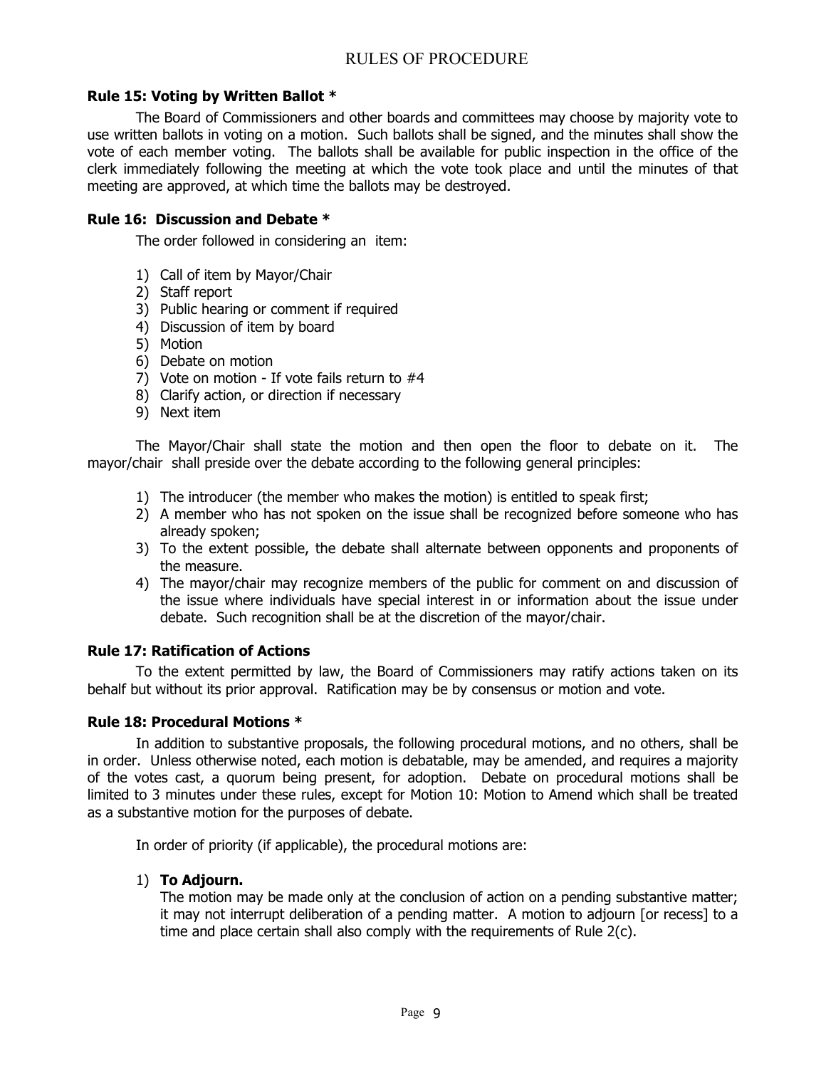### Rule 15: Voting by Written Ballot *

The Board of Commissioners and other boards and committees may choose by majority vote to use written ballots in voting on a motion. Such ballots shall be signed, and the minutes shall show the vote of each member voting. The ballots shall be available for public inspection in the office of the clerk immediately following the meeting at which the vote took place and until the minutes of that meeting are approved, at which time the ballots may be destroyed.

### Rule 16: Discussion and Debate *

The order followed in considering an item:

1) Call of item by Mayor/Chair
2) Staff report
3) Public hearing or comment if required
4) Discussion of item by board
5) Motion
6) Debate on motion
7) Vote on motion - If vote fails return to #4
8) Clarify action, or direction if necessary
9) Next item

The Mayor/Chair shall state the motion and then open the floor to debate on it. The mayor/chair shall preside over the debate according to the following general principles:

1) The introducer (the member who makes the motion) is entitled to speak first;
2) A member who has not spoken on the issue shall be recognized before someone who has already spoken;
3) To the extent possible, the debate shall alternate between opponents and proponents of the measure.
4) The mayor/chair may recognize members of the public for comment on and discussion of the issue where individuals have special interest in or information about the issue under debate. Such recognition shall be at the discretion of the mayor/chair.

### Rule 17: Ratification of Actions

To the extent permitted by law, the Board of Commissioners may ratify actions taken on its behalf but without its prior approval. Ratification may be by consensus or motion and vote.

### Rule 18: Procedural Motions *

In addition to substantive proposals, the following procedural motions, and no others, shall be in order. Unless otherwise noted, each motion is debatable, may be amended, and requires a majority of the votes cast, a quorum being present, for adoption. Debate on procedural motions shall be limited to 3 minutes under these rules, except for Motion 10: Motion to Amend which shall be treated as a substantive motion for the purposes of debate.

In order of priority (if applicable), the procedural motions are:

1) **To Adjourn.**
   The motion may be made only at the conclusion of action on a pending substantive matter; it may not interrupt deliberation of a pending matter. A motion to adjourn [or recess] to a time and place certain shall also comply with the requirements of Rule 2(c).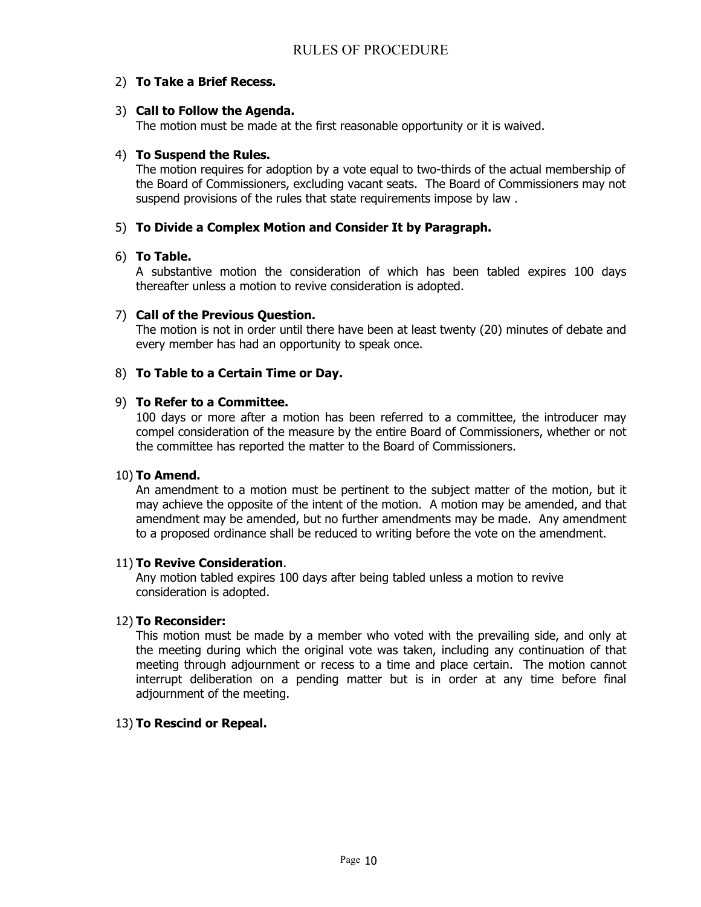2) **To Take a Brief Recess.**

3) **Call to Follow the Agenda.**
   The motion must be made at the first reasonable opportunity or it is waived.

4) **To Suspend the Rules.**
   The motion requires for adoption by a vote equal to two-thirds of the actual membership of the Board of Commissioners, excluding vacant seats. The Board of Commissioners may not suspend provisions of the rules that state requirements impose by law .

5) **To Divide a Complex Motion and Consider It by Paragraph.**

6) **To Table.**
   A substantive motion the consideration of which has been tabled expires 100 days thereafter unless a motion to revive consideration is adopted.

7) **Call of the Previous Question.**
   The motion is not in order until there have been at least twenty (20) minutes of debate and every member has had an opportunity to speak once.

8) **To Table to a Certain Time or Day.**

9) **To Refer to a Committee.**
   100 days or more after a motion has been referred to a committee, the introducer may compel consideration of the measure by the entire Board of Commissioners, whether or not the committee has reported the matter to the Board of Commissioners.

10) **To Amend.**
    An amendment to a motion must be pertinent to the subject matter of the motion, but it may achieve the opposite of the intent of the motion. A motion may be amended, and that amendment may be amended, but no further amendments may be made. Any amendment to a proposed ordinance shall be reduced to writing before the vote on the amendment.

11) **To Revive Consideration**.
    Any motion tabled expires 100 days after being tabled unless a motion to revive consideration is adopted.

12) **To Reconsider:**
    This motion must be made by a member who voted with the prevailing side, and only at the meeting during which the original vote was taken, including any continuation of that meeting through adjournment or recess to a time and place certain. The motion cannot interrupt deliberation on a pending matter but is in order at any time before final adjournment of the meeting.

13) **To Rescind or Repeal.**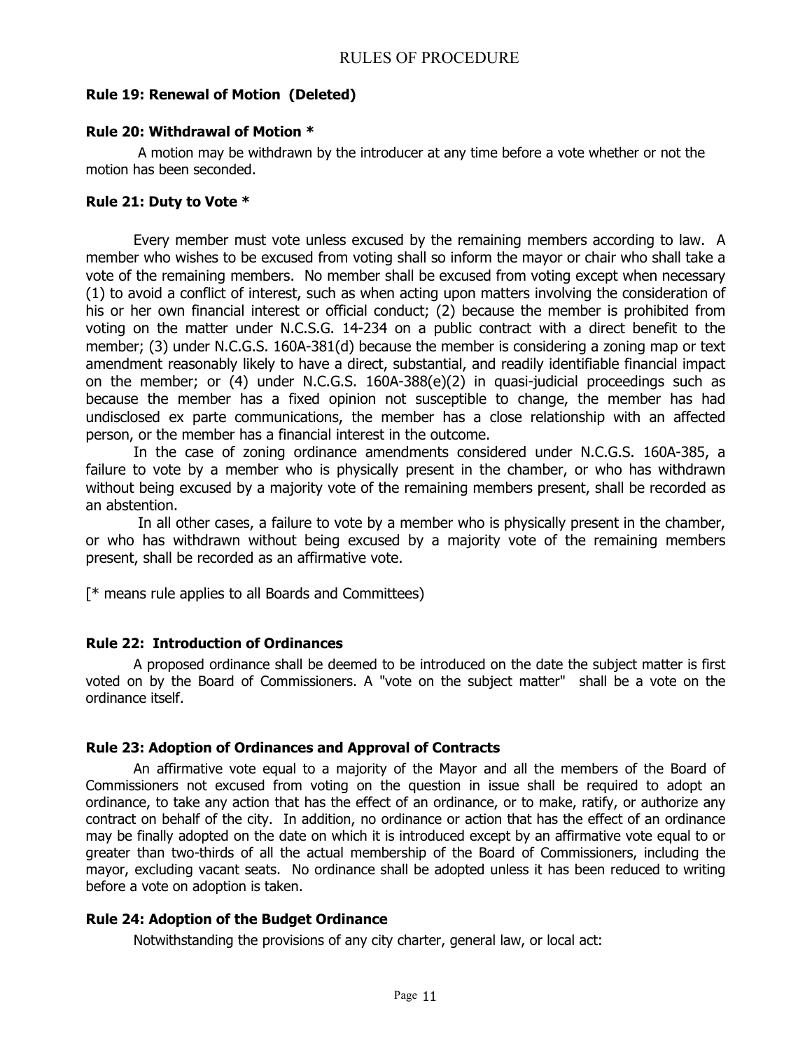### Rule 19: Renewal of Motion (Deleted)

### Rule 20: Withdrawal of Motion *

A motion may be withdrawn by the introducer at any time before a vote whether or not the motion has been seconded.

### Rule 21: Duty to Vote *

Every member must vote unless excused by the remaining members according to law. A member who wishes to be excused from voting shall so inform the mayor or chair who shall take a vote of the remaining members. No member shall be excused from voting except when necessary (1) to avoid a conflict of interest, such as when acting upon matters involving the consideration of his or her own financial interest or official conduct; (2) because the member is prohibited from voting on the matter under N.C.S.G. 14-234 on a public contract with a direct benefit to the member; (3) under N.C.G.S. 160A-381(d) because the member is considering a zoning map or text amendment reasonably likely to have a direct, substantial, and readily identifiable financial impact on the member; or (4) under N.C.G.S. 160A-388(e)(2) in quasi-judicial proceedings such as because the member has a fixed opinion not susceptible to change, the member has had undisclosed ex parte communications, the member has a close relationship with an affected person, or the member has a financial interest in the outcome.

In the case of zoning ordinance amendments considered under N.C.G.S. 160A-385, a failure to vote by a member who is physically present in the chamber, or who has withdrawn without being excused by a majority vote of the remaining members present, shall be recorded as an abstention.

In all other cases, a failure to vote by a member who is physically present in the chamber, or who has withdrawn without being excused by a majority vote of the remaining members present, shall be recorded as an affirmative vote.

[* means rule applies to all Boards and Committees)

### Rule 22: Introduction of Ordinances

A proposed ordinance shall be deemed to be introduced on the date the subject matter is first voted on by the Board of Commissioners. A "vote on the subject matter" shall be a vote on the ordinance itself.

### Rule 23: Adoption of Ordinances and Approval of Contracts

An affirmative vote equal to a majority of the Mayor and all the members of the Board of Commissioners not excused from voting on the question in issue shall be required to adopt an ordinance, to take any action that has the effect of an ordinance, or to make, ratify, or authorize any contract on behalf of the city. In addition, no ordinance or action that has the effect of an ordinance may be finally adopted on the date on which it is introduced except by an affirmative vote equal to or greater than two-thirds of all the actual membership of the Board of Commissioners, including the mayor, excluding vacant seats. No ordinance shall be adopted unless it has been reduced to writing before a vote on adoption is taken.

### Rule 24: Adoption of the Budget Ordinance

Notwithstanding the provisions of any city charter, general law, or local act: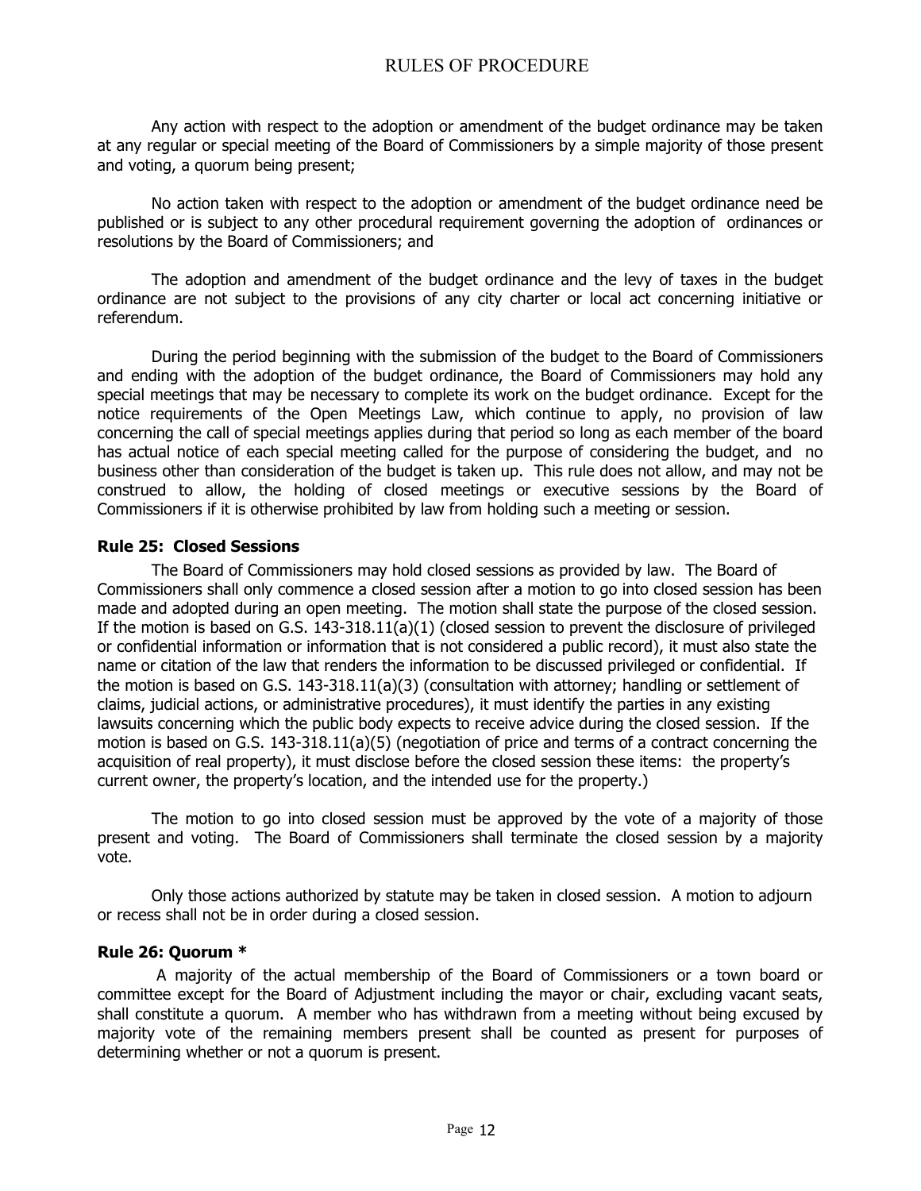Any action with respect to the adoption or amendment of the budget ordinance may be taken at any regular or special meeting of the Board of Commissioners by a simple majority of those present and voting, a quorum being present;

No action taken with respect to the adoption or amendment of the budget ordinance need be published or is subject to any other procedural requirement governing the adoption of ordinances or resolutions by the Board of Commissioners; and

The adoption and amendment of the budget ordinance and the levy of taxes in the budget ordinance are not subject to the provisions of any city charter or local act concerning initiative or referendum.

During the period beginning with the submission of the budget to the Board of Commissioners and ending with the adoption of the budget ordinance, the Board of Commissioners may hold any special meetings that may be necessary to complete its work on the budget ordinance. Except for the notice requirements of the Open Meetings Law, which continue to apply, no provision of law concerning the call of special meetings applies during that period so long as each member of the board has actual notice of each special meeting called for the purpose of considering the budget, and no business other than consideration of the budget is taken up. This rule does not allow, and may not be construed to allow, the holding of closed meetings or executive sessions by the Board of Commissioners if it is otherwise prohibited by law from holding such a meeting or session.

**Rule 25: Closed Sessions**

The Board of Commissioners may hold closed sessions as provided by law. The Board of Commissioners shall only commence a closed session after a motion to go into closed session has been made and adopted during an open meeting. The motion shall state the purpose of the closed session. If the motion is based on G.S. 143-318.11(a)(1) (closed session to prevent the disclosure of privileged or confidential information or information that is not considered a public record), it must also state the name or citation of the law that renders the information to be discussed privileged or confidential. If the motion is based on G.S. 143-318.11(a)(3) (consultation with attorney; handling or settlement of claims, judicial actions, or administrative procedures), it must identify the parties in any existing lawsuits concerning which the public body expects to receive advice during the closed session. If the motion is based on G.S. 143-318.11(a)(5) (negotiation of price and terms of a contract concerning the acquisition of real property), it must disclose before the closed session these items: the property's current owner, the property's location, and the intended use for the property.)

The motion to go into closed session must be approved by the vote of a majority of those present and voting. The Board of Commissioners shall terminate the closed session by a majority vote.

Only those actions authorized by statute may be taken in closed session. A motion to adjourn or recess shall not be in order during a closed session.

**Rule 26: Quorum \***

A majority of the actual membership of the Board of Commissioners or a town board or committee except for the Board of Adjustment including the mayor or chair, excluding vacant seats, shall constitute a quorum. A member who has withdrawn from a meeting without being excused by majority vote of the remaining members present shall be counted as present for purposes of determining whether or not a quorum is present.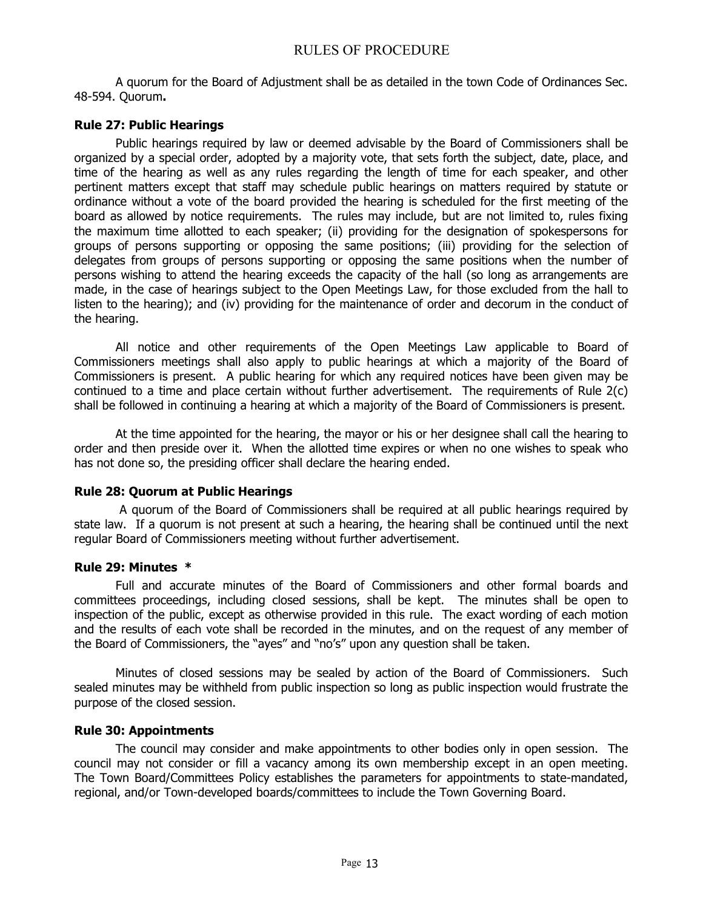A quorum for the Board of Adjustment shall be as detailed in the town Code of Ordinances Sec. 48-594. Quorum**.**

### Rule 27: Public Hearings

Public hearings required by law or deemed advisable by the Board of Commissioners shall be organized by a special order, adopted by a majority vote, that sets forth the subject, date, place, and time of the hearing as well as any rules regarding the length of time for each speaker, and other pertinent matters except that staff may schedule public hearings on matters required by statute or ordinance without a vote of the board provided the hearing is scheduled for the first meeting of the board as allowed by notice requirements. The rules may include, but are not limited to, rules fixing the maximum time allotted to each speaker; (ii) providing for the designation of spokespersons for groups of persons supporting or opposing the same positions; (iii) providing for the selection of delegates from groups of persons supporting or opposing the same positions when the number of persons wishing to attend the hearing exceeds the capacity of the hall (so long as arrangements are made, in the case of hearings subject to the Open Meetings Law, for those excluded from the hall to listen to the hearing); and (iv) providing for the maintenance of order and decorum in the conduct of the hearing.

All notice and other requirements of the Open Meetings Law applicable to Board of Commissioners meetings shall also apply to public hearings at which a majority of the Board of Commissioners is present. A public hearing for which any required notices have been given may be continued to a time and place certain without further advertisement. The requirements of Rule 2(c) shall be followed in continuing a hearing at which a majority of the Board of Commissioners is present.

At the time appointed for the hearing, the mayor or his or her designee shall call the hearing to order and then preside over it. When the allotted time expires or when no one wishes to speak who has not done so, the presiding officer shall declare the hearing ended.

### Rule 28: Quorum at Public Hearings

A quorum of the Board of Commissioners shall be required at all public hearings required by state law. If a quorum is not present at such a hearing, the hearing shall be continued until the next regular Board of Commissioners meeting without further advertisement.

### Rule 29: Minutes *

Full and accurate minutes of the Board of Commissioners and other formal boards and committees proceedings, including closed sessions, shall be kept. The minutes shall be open to inspection of the public, except as otherwise provided in this rule. The exact wording of each motion and the results of each vote shall be recorded in the minutes, and on the request of any member of the Board of Commissioners, the "ayes" and "no's" upon any question shall be taken.

Minutes of closed sessions may be sealed by action of the Board of Commissioners. Such sealed minutes may be withheld from public inspection so long as public inspection would frustrate the purpose of the closed session.

### Rule 30: Appointments

The council may consider and make appointments to other bodies only in open session. The council may not consider or fill a vacancy among its own membership except in an open meeting. The Town Board/Committees Policy establishes the parameters for appointments to state-mandated, regional, and/or Town-developed boards/committees to include the Town Governing Board.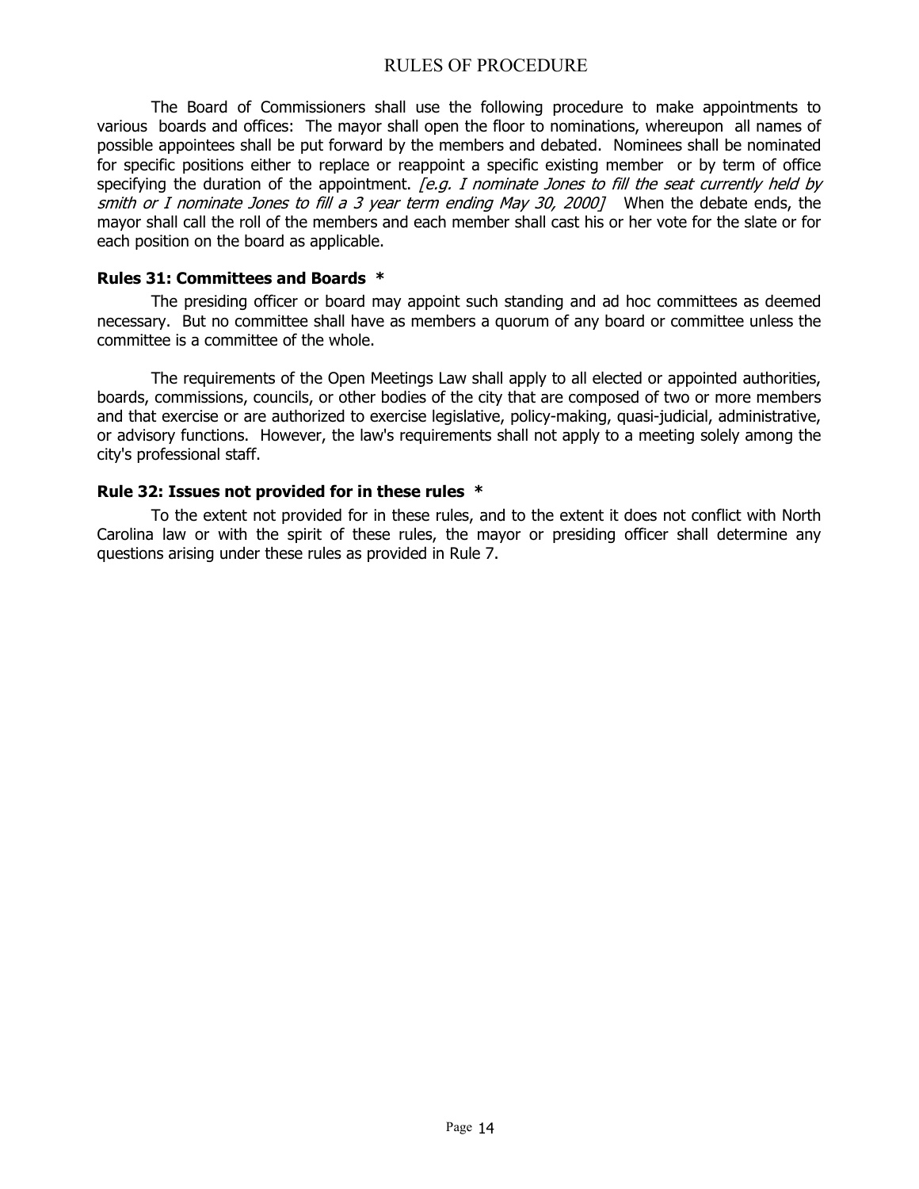The Board of Commissioners shall use the following procedure to make appointments to various boards and offices: The mayor shall open the floor to nominations, whereupon all names of possible appointees shall be put forward by the members and debated. Nominees shall be nominated for specific positions either to replace or reappoint a specific existing member or by term of office specifying the duration of the appointment. *[e.g. I nominate Jones to fill the seat currently held by smith or I nominate Jones to fill a 3 year term ending May 30, 2000]* When the debate ends, the mayor shall call the roll of the members and each member shall cast his or her vote for the slate or for each position on the board as applicable.

**Rules 31: Committees and Boards \***

The presiding officer or board may appoint such standing and ad hoc committees as deemed necessary. But no committee shall have as members a quorum of any board or committee unless the committee is a committee of the whole.

The requirements of the Open Meetings Law shall apply to all elected or appointed authorities, boards, commissions, councils, or other bodies of the city that are composed of two or more members and that exercise or are authorized to exercise legislative, policy-making, quasi-judicial, administrative, or advisory functions. However, the law's requirements shall not apply to a meeting solely among the city's professional staff.

**Rule 32: Issues not provided for in these rules \***

To the extent not provided for in these rules, and to the extent it does not conflict with North Carolina law or with the spirit of these rules, the mayor or presiding officer shall determine any questions arising under these rules as provided in Rule 7.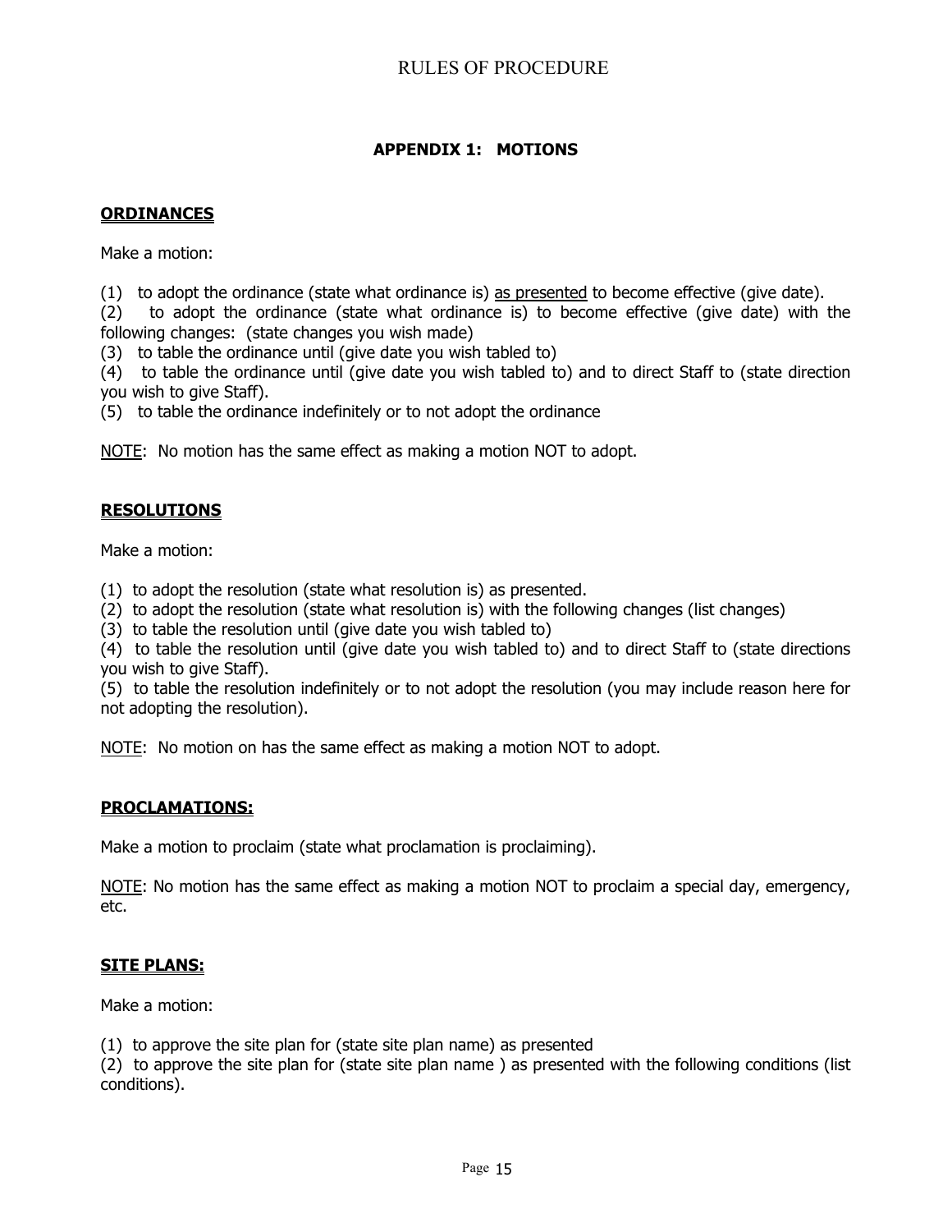## APPENDIX 1: MOTIONS

### ORDINANCES

Make a motion:

(1) to adopt the ordinance (state what ordinance is) as presented to become effective (give date).
(2) to adopt the ordinance (state what ordinance is) to become effective (give date) with the following changes: (state changes you wish made)
(3) to table the ordinance until (give date you wish tabled to)
(4) to table the ordinance until (give date you wish tabled to) and to direct Staff to (state direction you wish to give Staff).
(5) to table the ordinance indefinitely or to not adopt the ordinance

NOTE: No motion has the same effect as making a motion NOT to adopt.

### RESOLUTIONS

Make a motion:

(1) to adopt the resolution (state what resolution is) as presented.
(2) to adopt the resolution (state what resolution is) with the following changes (list changes)
(3) to table the resolution until (give date you wish tabled to)
(4) to table the resolution until (give date you wish tabled to) and to direct Staff to (state directions you wish to give Staff).
(5) to table the resolution indefinitely or to not adopt the resolution (you may include reason here for not adopting the resolution).

NOTE: No motion on has the same effect as making a motion NOT to adopt.

### PROCLAMATIONS:

Make a motion to proclaim (state what proclamation is proclaiming).

NOTE: No motion has the same effect as making a motion NOT to proclaim a special day, emergency, etc.

### SITE PLANS:

Make a motion:

(1) to approve the site plan for (state site plan name) as presented
(2) to approve the site plan for (state site plan name ) as presented with the following conditions (list conditions).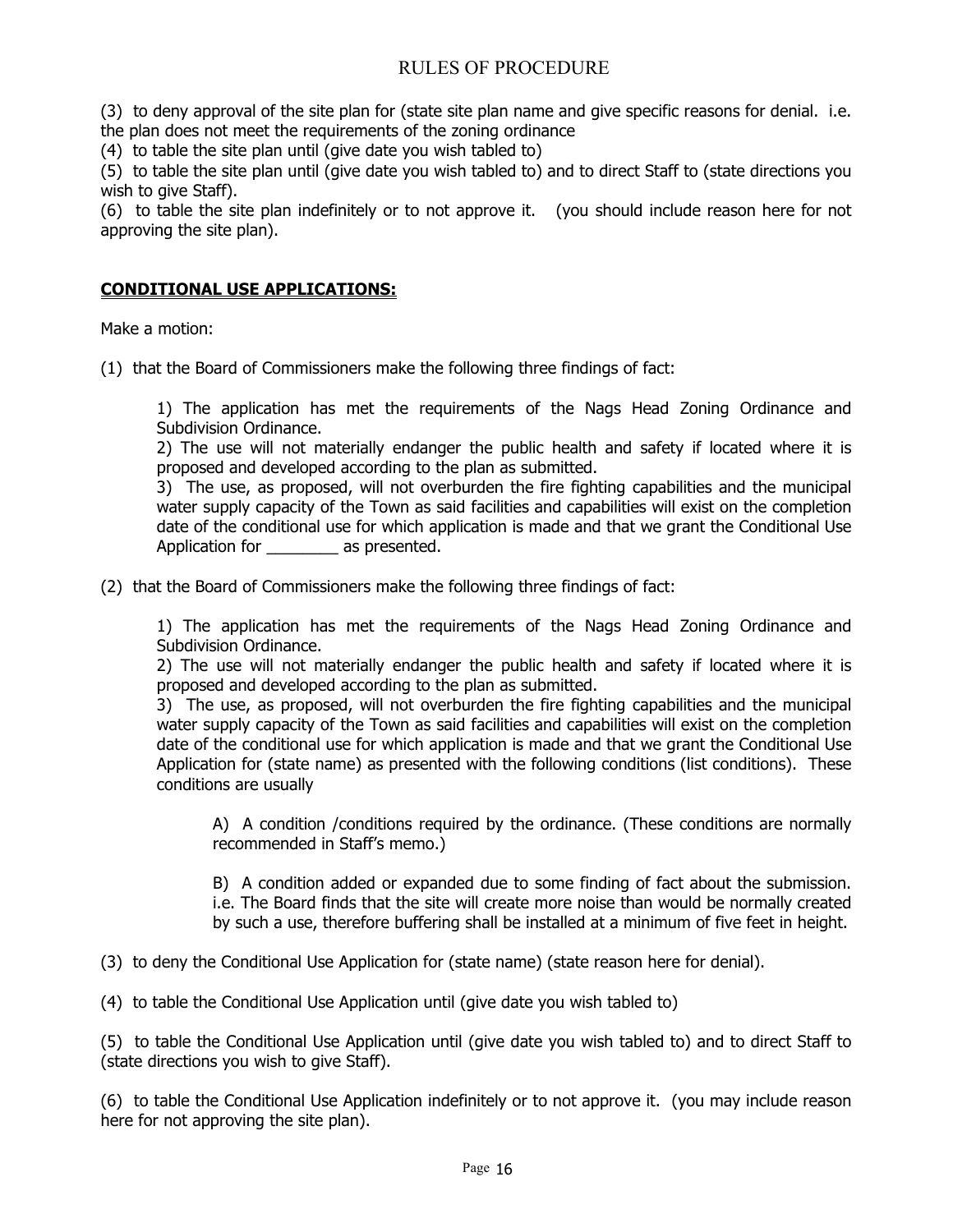(3) to deny approval of the site plan for (state site plan name and give specific reasons for denial. i.e. the plan does not meet the requirements of the zoning ordinance

(4) to table the site plan until (give date you wish tabled to)

(5) to table the site plan until (give date you wish tabled to) and to direct Staff to (state directions you wish to give Staff).

(6) to table the site plan indefinitely or to not approve it. (you should include reason here for not approving the site plan).

## CONDITIONAL USE APPLICATIONS:

Make a motion:

(1) that the Board of Commissioners make the following three findings of fact:

> 1) The application has met the requirements of the Nags Head Zoning Ordinance and Subdivision Ordinance.
> 2) The use will not materially endanger the public health and safety if located where it is proposed and developed according to the plan as submitted.
> 3) The use, as proposed, will not overburden the fire fighting capabilities and the municipal water supply capacity of the Town as said facilities and capabilities will exist on the completion date of the conditional use for which application is made and that we grant the Conditional Use Application for ________ as presented.

(2) that the Board of Commissioners make the following three findings of fact:

> 1) The application has met the requirements of the Nags Head Zoning Ordinance and Subdivision Ordinance.
> 2) The use will not materially endanger the public health and safety if located where it is proposed and developed according to the plan as submitted.
> 3) The use, as proposed, will not overburden the fire fighting capabilities and the municipal water supply capacity of the Town as said facilities and capabilities will exist on the completion date of the conditional use for which application is made and that we grant the Conditional Use Application for (state name) as presented with the following conditions (list conditions). These conditions are usually
>
> > A) A condition /conditions required by the ordinance. (These conditions are normally recommended in Staff's memo.)
> >
> > B) A condition added or expanded due to some finding of fact about the submission. i.e. The Board finds that the site will create more noise than would be normally created by such a use, therefore buffering shall be installed at a minimum of five feet in height.

(3) to deny the Conditional Use Application for (state name) (state reason here for denial).

(4) to table the Conditional Use Application until (give date you wish tabled to)

(5) to table the Conditional Use Application until (give date you wish tabled to) and to direct Staff to (state directions you wish to give Staff).

(6) to table the Conditional Use Application indefinitely or to not approve it. (you may include reason here for not approving the site plan).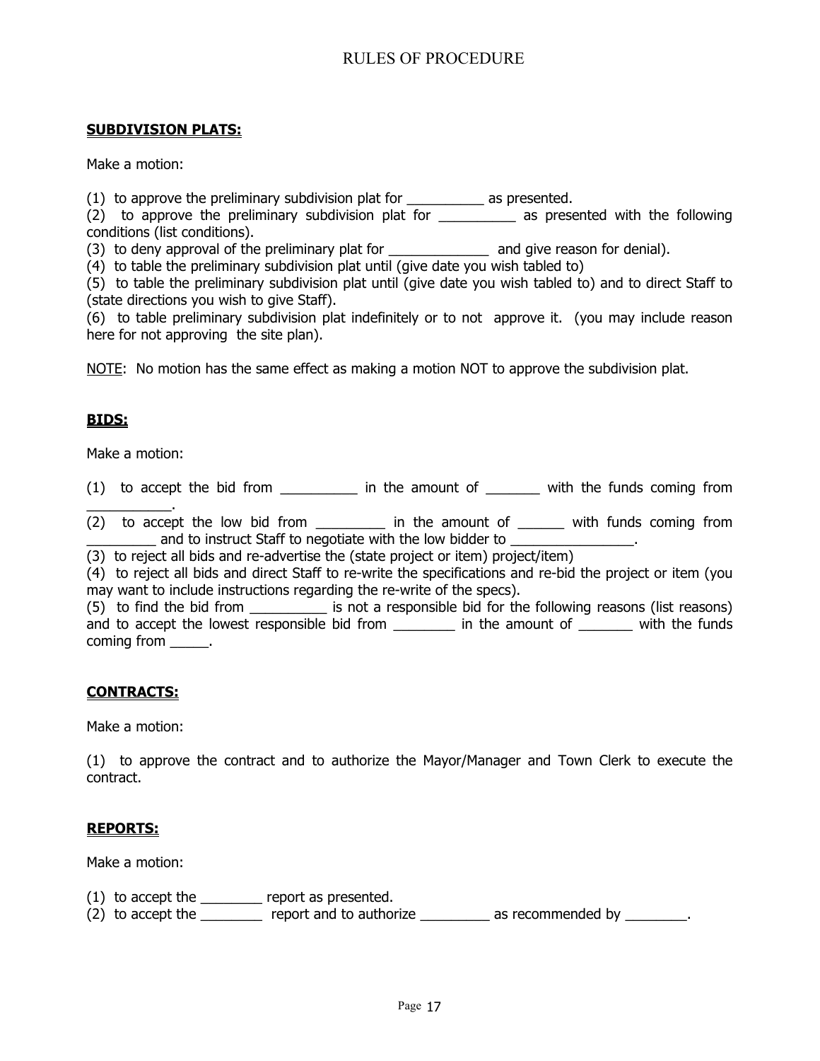**SUBDIVISION PLATS:**

Make a motion:

(1) to approve the preliminary subdivision plat for __________ as presented.
(2) to approve the preliminary subdivision plat for __________ as presented with the following conditions (list conditions).
(3) to deny approval of the preliminary plat for _____________ and give reason for denial).
(4) to table the preliminary subdivision plat until (give date you wish tabled to)
(5) to table the preliminary subdivision plat until (give date you wish tabled to) and to direct Staff to (state directions you wish to give Staff).
(6) to table preliminary subdivision plat indefinitely or to not approve it. (you may include reason here for not approving the site plan).

<u>NOTE</u>: No motion has the same effect as making a motion NOT to approve the subdivision plat.

**BIDS:**

Make a motion:

(1) to accept the bid from __________ in the amount of _______ with the funds coming from ___________.
(2) to accept the low bid from _________ in the amount of ______ with funds coming from _________ and to instruct Staff to negotiate with the low bidder to ________________.
(3) to reject all bids and re-advertise the (state project or item) project/item)
(4) to reject all bids and direct Staff to re-write the specifications and re-bid the project or item (you may want to include instructions regarding the re-write of the specs).
(5) to find the bid from __________ is not a responsible bid for the following reasons (list reasons) and to accept the lowest responsible bid from ________ in the amount of _______ with the funds coming from _____.

**CONTRACTS:**

Make a motion:

(1) to approve the contract and to authorize the Mayor/Manager and Town Clerk to execute the contract.

**REPORTS:**

Make a motion:

(1) to accept the ________ report as presented.
(2) to accept the ________ report and to authorize _________ as recommended by ________.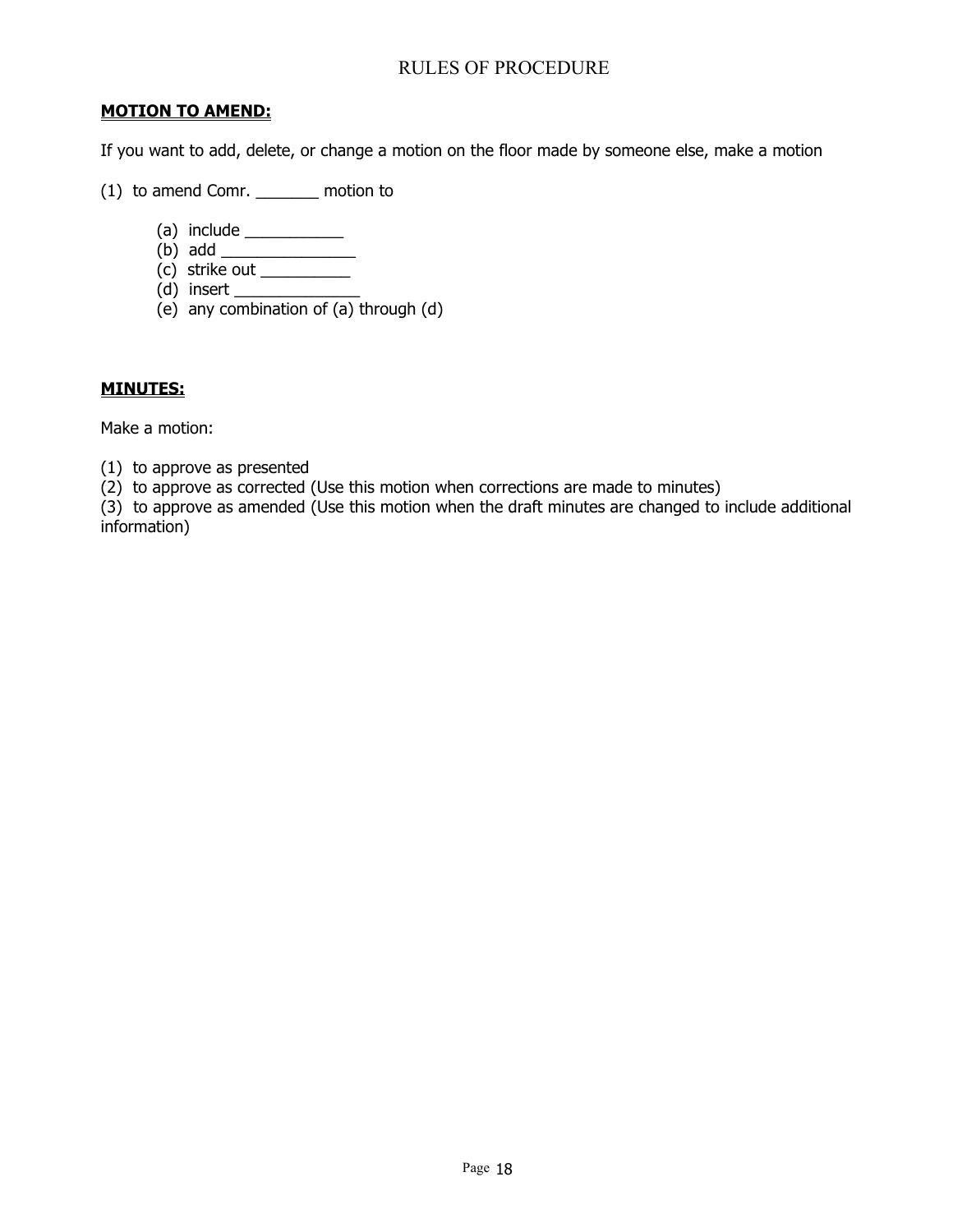RULES OF PROCEDURE

**MOTION TO AMEND:**

If you want to add, delete, or change a motion on the floor made by someone else, make a motion

(1) to amend Comr. _______ motion to

- (a) include ___________
- (b) add _______________
- (c) strike out __________
- (d) insert ______________
- (e) any combination of (a) through (d)

**MINUTES:**

Make a motion:

(1) to approve as presented
(2) to approve as corrected (Use this motion when corrections are made to minutes)
(3) to approve as amended (Use this motion when the draft minutes are changed to include additional information)